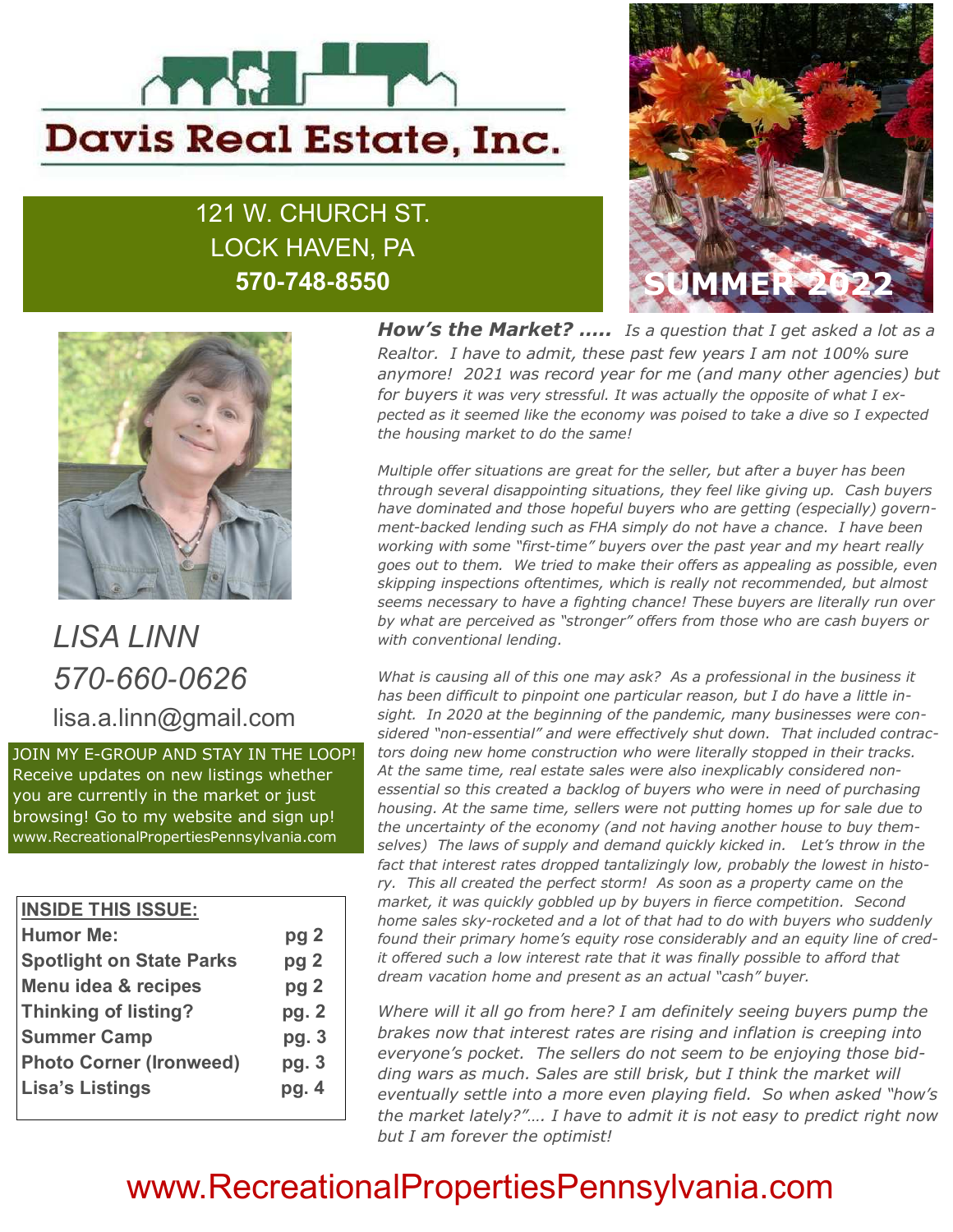# Davis Real Estate, Inc.

121 W. CHURCH ST.
LOCK HAVEN, PA
**570-748-8550**

SUMMER 2022

*LISA LINN*
*570-660-0626*
lisa.a.linn@gmail.com

JOIN MY E-GROUP AND STAY IN THE LOOP! Receive updates on new listings whether you are currently in the market or just browsing! Go to my website and sign up! www.RecreationalPropertiesPennsylvania.com

| **INSIDE THIS ISSUE:** | |
|---|---|
| **Humor Me:** | **pg 2** |
| **Spotlight on State Parks** | **pg 2** |
| **Menu idea & recipes** | **pg 2** |
| **Thinking of listing?** | **pg. 2** |
| **Summer Camp** | **pg. 3** |
| **Photo Corner (Ironweed)** | **pg. 3** |
| **Lisa's Listings** | **pg. 4** |

***How's the Market? .....*** *Is a question that I get asked a lot as a Realtor. I have to admit, these past few years I am not 100% sure anymore! 2021 was record year for me (and many other agencies) but for buyers it was very stressful. It was actually the opposite of what I expected as it seemed like the economy was poised to take a dive so I expected the housing market to do the same!*

*Multiple offer situations are great for the seller, but after a buyer has been through several disappointing situations, they feel like giving up. Cash buyers have dominated and those hopeful buyers who are getting (especially) government-backed lending such as FHA simply do not have a chance. I have been working with some "first-time" buyers over the past year and my heart really goes out to them. We tried to make their offers as appealing as possible, even skipping inspections oftentimes, which is really not recommended, but almost seems necessary to have a fighting chance! These buyers are literally run over by what are perceived as "stronger" offers from those who are cash buyers or with conventional lending.*

*What is causing all of this one may ask? As a professional in the business it has been difficult to pinpoint one particular reason, but I do have a little insight. In 2020 at the beginning of the pandemic, many businesses were considered "non-essential" and were effectively shut down. That included contractors doing new home construction who were literally stopped in their tracks. At the same time, real estate sales were also inexplicably considered non-essential so this created a backlog of buyers who were in need of purchasing housing. At the same time, sellers were not putting homes up for sale due to the uncertainty of the economy (and not having another house to buy themselves) The laws of supply and demand quickly kicked in. Let's throw in the fact that interest rates dropped tantalizingly low, probably the lowest in history. This all created the perfect storm! As soon as a property came on the market, it was quickly gobbled up by buyers in fierce competition. Second home sales sky-rocketed and a lot of that had to do with buyers who suddenly found their primary home's equity rose considerably and an equity line of credit offered such a low interest rate that it was finally possible to afford that dream vacation home and present as an actual "cash" buyer.*

*Where will it all go from here? I am definitely seeing buyers pump the brakes now that interest rates are rising and inflation is creeping into everyone's pocket. The sellers do not seem to be enjoying those bidding wars as much. Sales are still brisk, but I think the market will eventually settle into a more even playing field. So when asked "how's the market lately?"…. I have to admit it is not easy to predict right now but I am forever the optimist!*

www.RecreationalPropertiesPennsylvania.com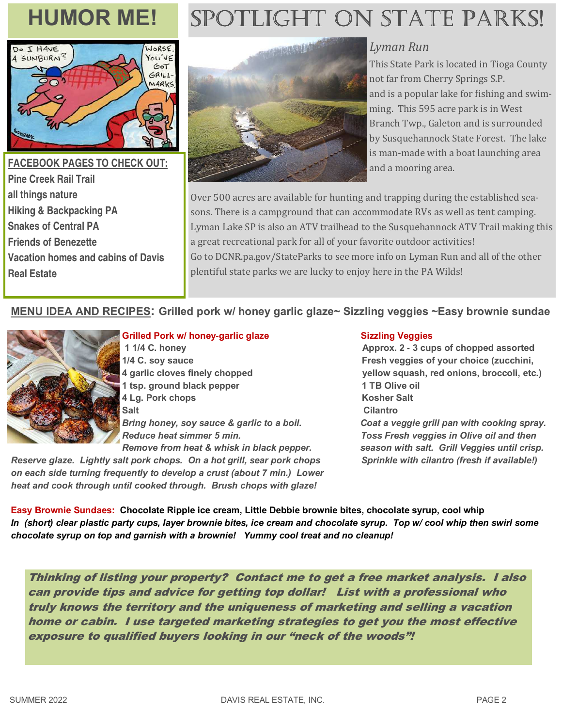# HUMOR ME!

## FACEBOOK PAGES TO CHECK OUT:

- Pine Creek Rail Trail
- all things nature
- Hiking & Backpacking PA
- Snakes of Central PA
- Friends of Benezette
- Vacation homes and cabins of Davis Real Estate

# SPOTLIGHT ON STATE PARKS!

### *Lyman Run*

This State Park is located in Tioga County not far from Cherry Springs S.P. and is a popular lake for fishing and swimming. This 595 acre park is in West Branch Twp., Galeton and is surrounded by Susquehannock State Forest. The lake is man-made with a boat launching area and a mooring area.

Over 500 acres are available for hunting and trapping during the established seasons. There is a campground that can accommodate RVs as well as tent camping. Lyman Lake SP is also an ATV trailhead to the Susquehannock ATV Trail making this a great recreational park for all of your favorite outdoor activities!

Go to DCNR.pa.gov/StateParks to see more info on Lyman Run and all of the other plentiful state parks we are lucky to enjoy here in the PA Wilds!

## MENU IDEA AND RECIPES: Grilled pork w/ honey garlic glaze~ Sizzling veggies ~Easy brownie sundae

### Grilled Pork w/ honey-garlic glaze

- 1 1/4 C. honey
- 1/4 C. soy sauce
- 4 garlic cloves finely chopped
- 1 tsp. ground black pepper
- 4 Lg. Pork chops
- Salt

*Bring honey, soy sauce & garlic to a boil. Reduce heat simmer 5 min. Remove from heat & whisk in black pepper. Reserve glaze. Lightly salt pork chops. On a hot grill, sear pork chops on each side turning frequently to develop a crust (about 7 min.) Lower heat and cook through until cooked through. Brush chops with glaze!*

### Sizzling Veggies

- Approx. 2 - 3 cups of chopped assorted Fresh veggies of your choice (zucchini, yellow squash, red onions, broccoli, etc.)
- 1 TB Olive oil
- Kosher Salt
- Cilantro

*Coat a veggie grill pan with cooking spray. Toss Fresh veggies in Olive oil and then season with salt. Grill Veggies until crisp. Sprinkle with cilantro (fresh if available!)*

**Easy Brownie Sundaes:** Chocolate Ripple ice cream, Little Debbie brownie bites, chocolate syrup, cool whip

*In (short) clear plastic party cups, layer brownie bites, ice cream and chocolate syrup. Top w/ cool whip then swirl some chocolate syrup on top and garnish with a brownie! Yummy cool treat and no cleanup!*

***Thinking of listing your property? Contact me to get a free market analysis. I also can provide tips and advice for getting top dollar! List with a professional who truly knows the territory and the uniqueness of marketing and selling a vacation home or cabin. I use targeted marketing strategies to get you the most effective exposure to qualified buyers looking in our "neck of the woods"!***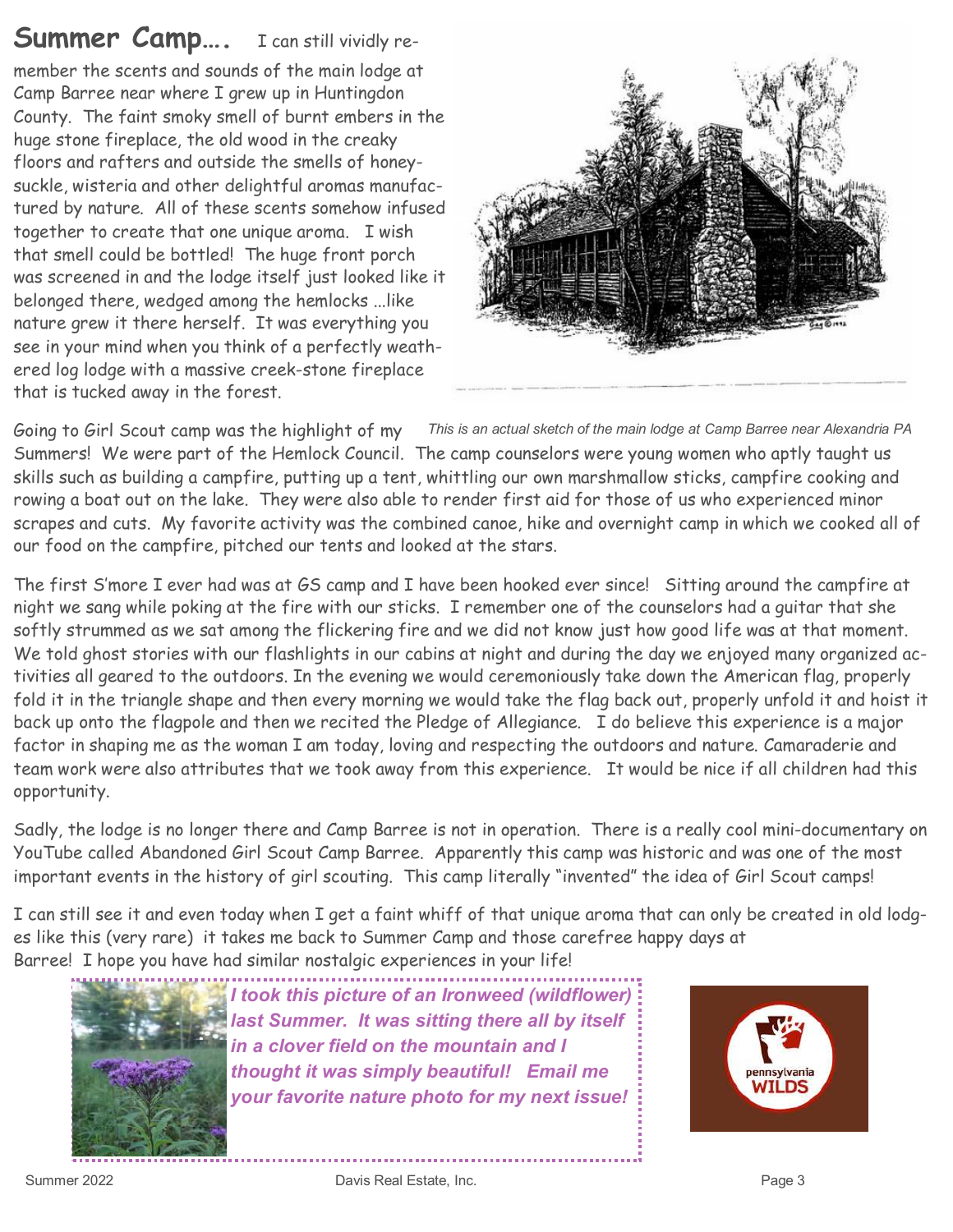**Summer Camp….** I can still vividly remember the scents and sounds of the main lodge at Camp Barree near where I grew up in Huntingdon County. The faint smoky smell of burnt embers in the huge stone fireplace, the old wood in the creaky floors and rafters and outside the smells of honeysuckle, wisteria and other delightful aromas manufactured by nature. All of these scents somehow infused together to create that one unique aroma. I wish that smell could be bottled! The huge front porch was screened in and the lodge itself just looked like it belonged there, wedged among the hemlocks …like nature grew it there herself. It was everything you see in your mind when you think of a perfectly weathered log lodge with a massive creek-stone fireplace that is tucked away in the forest.

*This is an actual sketch of the main lodge at Camp Barree near Alexandria PA*

Going to Girl Scout camp was the highlight of my Summers! We were part of the Hemlock Council. The camp counselors were young women who aptly taught us skills such as building a campfire, putting up a tent, whittling our own marshmallow sticks, campfire cooking and rowing a boat out on the lake. They were also able to render first aid for those of us who experienced minor scrapes and cuts. My favorite activity was the combined canoe, hike and overnight camp in which we cooked all of our food on the campfire, pitched our tents and looked at the stars.

The first S'more I ever had was at GS camp and I have been hooked ever since! Sitting around the campfire at night we sang while poking at the fire with our sticks. I remember one of the counselors had a guitar that she softly strummed as we sat among the flickering fire and we did not know just how good life was at that moment. We told ghost stories with our flashlights in our cabins at night and during the day we enjoyed many organized activities all geared to the outdoors. In the evening we would ceremoniously take down the American flag, properly fold it in the triangle shape and then every morning we would take the flag back out, properly unfold it and hoist it back up onto the flagpole and then we recited the Pledge of Allegiance. I do believe this experience is a major factor in shaping me as the woman I am today, loving and respecting the outdoors and nature. Camaraderie and team work were also attributes that we took away from this experience. It would be nice if all children had this opportunity.

Sadly, the lodge is no longer there and Camp Barree is not in operation. There is a really cool mini-documentary on YouTube called Abandoned Girl Scout Camp Barree. Apparently this camp was historic and was one of the most important events in the history of girl scouting. This camp literally "invented" the idea of Girl Scout camps!

I can still see it and even today when I get a faint whiff of that unique aroma that can only be created in old lodges like this (very rare) it takes me back to Summer Camp and those carefree happy days at Barree! I hope you have had similar nostalgic experiences in your life!

***I took this picture of an Ironweed (wildflower) last Summer. It was sitting there all by itself in a clover field on the mountain and I thought it was simply beautiful! Email me your favorite nature photo for my next issue!***

pennsylvania WILDS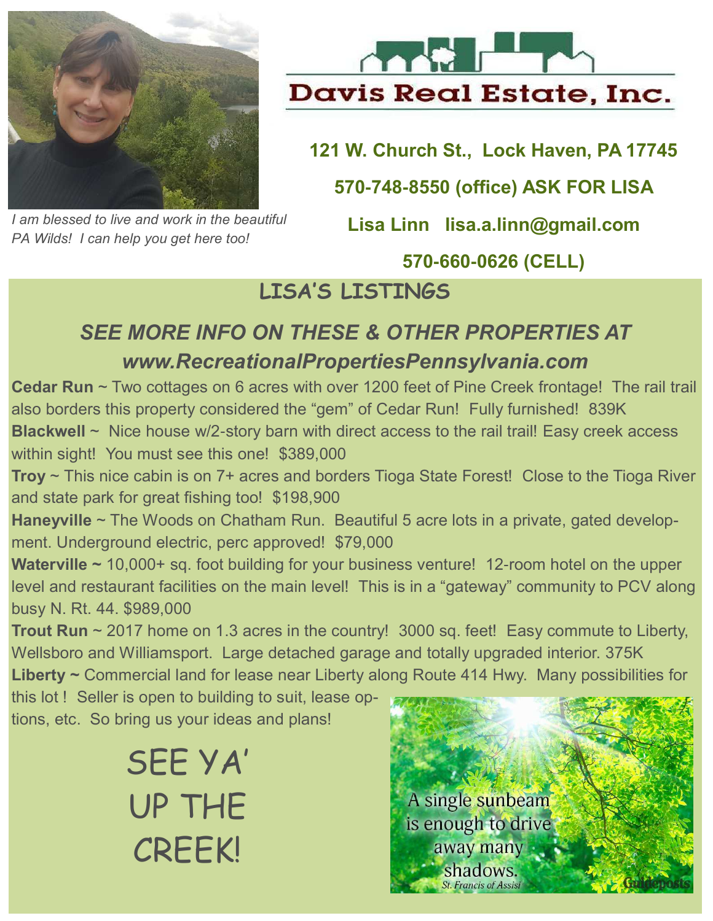*I am blessed to live and work in the beautiful PA Wilds! I can help you get here too!*

# Davis Real Estate, Inc.

**121 W. Church St., Lock Haven, PA 17745**

**570-748-8550 (office) ASK FOR LISA**

**Lisa Linn lisa.a.linn@gmail.com**

**570-660-0626 (CELL)**

## LISA'S LISTINGS

### *SEE MORE INFO ON THESE & OTHER PROPERTIES AT www.RecreationalPropertiesPennsylvania.com*

**Cedar Run** ~ Two cottages on 6 acres with over 1200 feet of Pine Creek frontage! The rail trail also borders this property considered the "gem" of Cedar Run! Fully furnished! 839K

**Blackwell** ~ Nice house w/2-story barn with direct access to the rail trail! Easy creek access within sight! You must see this one! $389,000

**Troy** ~ This nice cabin is on 7+ acres and borders Tioga State Forest! Close to the Tioga River and state park for great fishing too! $198,900

**Haneyville** ~ The Woods on Chatham Run. Beautiful 5 acre lots in a private, gated development. Underground electric, perc approved! $79,000

**Waterville ~** 10,000+ sq. foot building for your business venture! 12-room hotel on the upper level and restaurant facilities on the main level! This is in a "gateway" community to PCV along busy N. Rt. 44. $989,000

**Trout Run** ~ 2017 home on 1.3 acres in the country! 3000 sq. feet! Easy commute to Liberty, Wellsboro and Williamsport. Large detached garage and totally upgraded interior. 375K

**Liberty ~** Commercial land for lease near Liberty along Route 414 Hwy. Many possibilities for this lot ! Seller is open to building to suit, lease options, etc. So bring us your ideas and plans!

SEE YA' UP THE CREEK!

A single sunbeam is enough to drive away many shadows.
St. Francis of Assisi
Guideposts